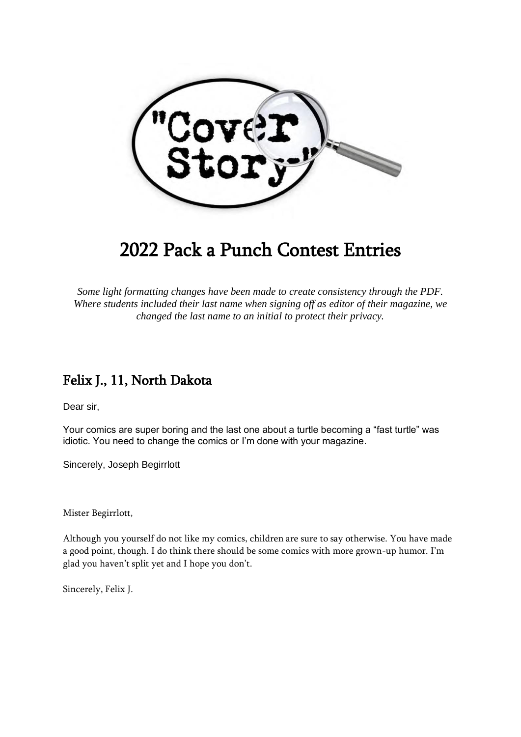# 2022 Pack a Punch Contest Entries

*Some light formatting changes have been made to create consistency through the PDF. Where students included their last name when signing off as editor of their magazine, we changed the last name to an initial to protect their privacy.*

## Felix J., 11, North Dakota

Dear sir,

Your comics are super boring and the last one about a turtle becoming a "fast turtle" was idiotic. You need to change the comics or I'm done with your magazine.

Sincerely, Joseph Begirrlott

Mister Begirrlott,

Although you yourself do not like my comics, children are sure to say otherwise. You have made a good point, though. I do think there should be some comics with more grown-up humor. I'm glad you haven't split yet and I hope you don't.

Sincerely, Felix J.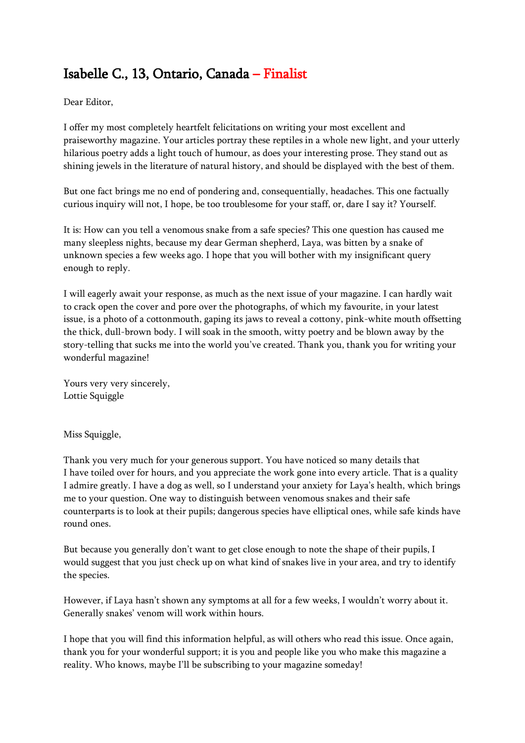## Isabelle C., 13, Ontario, Canada – Finalist

Dear Editor,

I offer my most completely heartfelt felicitations on writing your most excellent and praiseworthy magazine. Your articles portray these reptiles in a whole new light, and your utterly hilarious poetry adds a light touch of humour, as does your interesting prose. They stand out as shining jewels in the literature of natural history, and should be displayed with the best of them.

But one fact brings me no end of pondering and, consequentially, headaches. This one factually curious inquiry will not, I hope, be too troublesome for your staff, or, dare I say it? Yourself.

It is: How can you tell a venomous snake from a safe species? This one question has caused me many sleepless nights, because my dear German shepherd, Laya, was bitten by a snake of unknown species a few weeks ago. I hope that you will bother with my insignificant query enough to reply.

I will eagerly await your response, as much as the next issue of your magazine. I can hardly wait to crack open the cover and pore over the photographs, of which my favourite, in your latest issue, is a photo of a cottonmouth, gaping its jaws to reveal a cottony, pink-white mouth offsetting the thick, dull-brown body. I will soak in the smooth, witty poetry and be blown away by the story-telling that sucks me into the world you've created. Thank you, thank you for writing your wonderful magazine!

Yours very very sincerely,
Lottie Squiggle

Miss Squiggle,

Thank you very much for your generous support. You have noticed so many details that I have toiled over for hours, and you appreciate the work gone into every article. That is a quality I admire greatly. I have a dog as well, so I understand your anxiety for Laya's health, which brings me to your question. One way to distinguish between venomous snakes and their safe counterparts is to look at their pupils; dangerous species have elliptical ones, while safe kinds have round ones.

But because you generally don't want to get close enough to note the shape of their pupils, I would suggest that you just check up on what kind of snakes live in your area, and try to identify the species.

However, if Laya hasn't shown any symptoms at all for a few weeks, I wouldn't worry about it. Generally snakes' venom will work within hours.

I hope that you will find this information helpful, as will others who read this issue. Once again, thank you for your wonderful support; it is you and people like you who make this magazine a reality. Who knows, maybe I'll be subscribing to your magazine someday!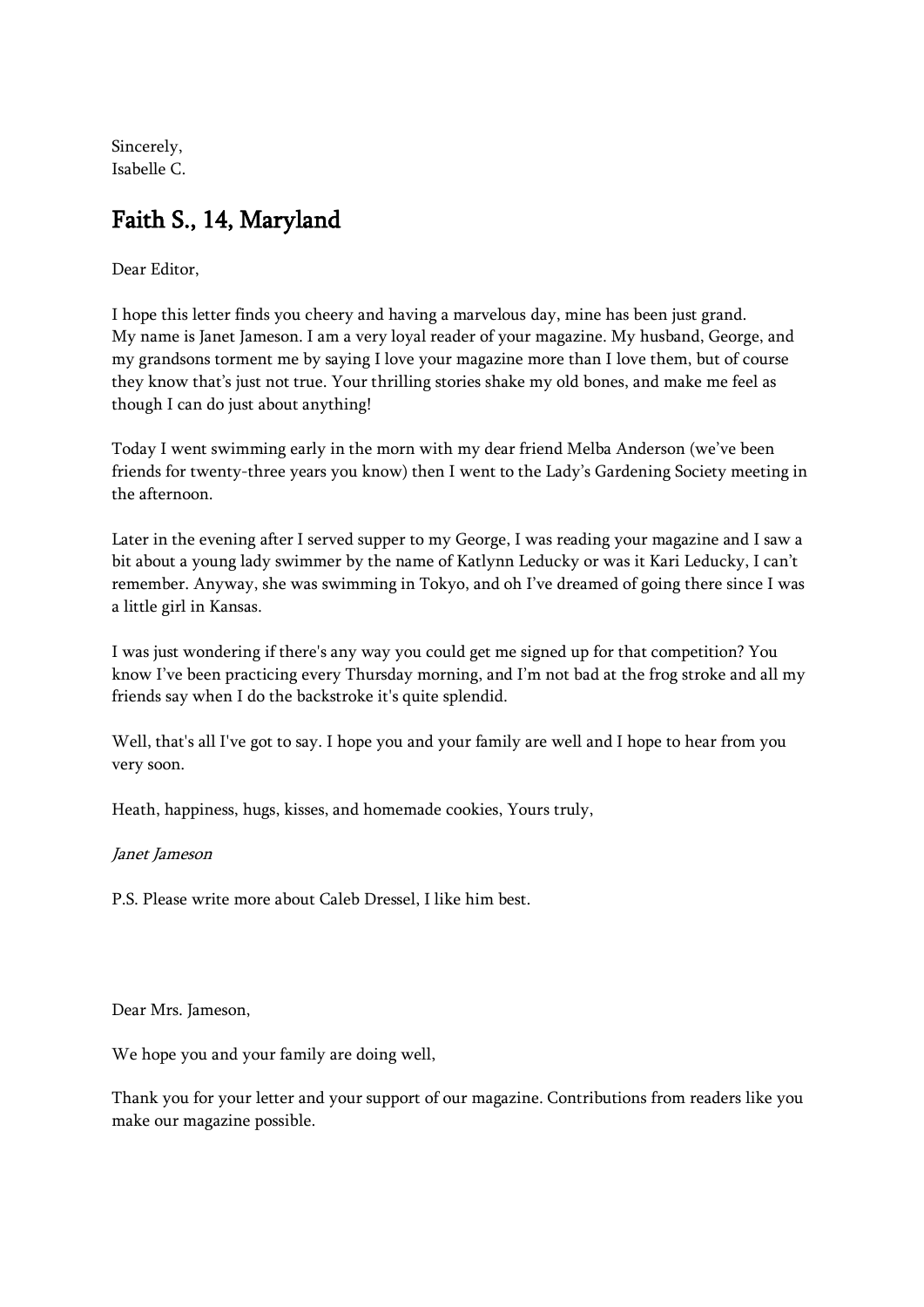Sincerely,
Isabelle C.

## Faith S., 14, Maryland

Dear Editor,

I hope this letter finds you cheery and having a marvelous day, mine has been just grand. My name is Janet Jameson. I am a very loyal reader of your magazine. My husband, George, and my grandsons torment me by saying I love your magazine more than I love them, but of course they know that's just not true. Your thrilling stories shake my old bones, and make me feel as though I can do just about anything!

Today I went swimming early in the morn with my dear friend Melba Anderson (we've been friends for twenty-three years you know) then I went to the Lady's Gardening Society meeting in the afternoon.

Later in the evening after I served supper to my George, I was reading your magazine and I saw a bit about a young lady swimmer by the name of Katlynn Leducky or was it Kari Leducky, I can't remember. Anyway, she was swimming in Tokyo, and oh I've dreamed of going there since I was a little girl in Kansas.

I was just wondering if there's any way you could get me signed up for that competition? You know I've been practicing every Thursday morning, and I'm not bad at the frog stroke and all my friends say when I do the backstroke it's quite splendid.

Well, that's all I've got to say. I hope you and your family are well and I hope to hear from you very soon.

Heath, happiness, hugs, kisses, and homemade cookies, Yours truly,

*Janet Jameson*

P.S. Please write more about Caleb Dressel, I like him best.

Dear Mrs. Jameson,

We hope you and your family are doing well,

Thank you for your letter and your support of our magazine. Contributions from readers like you make our magazine possible.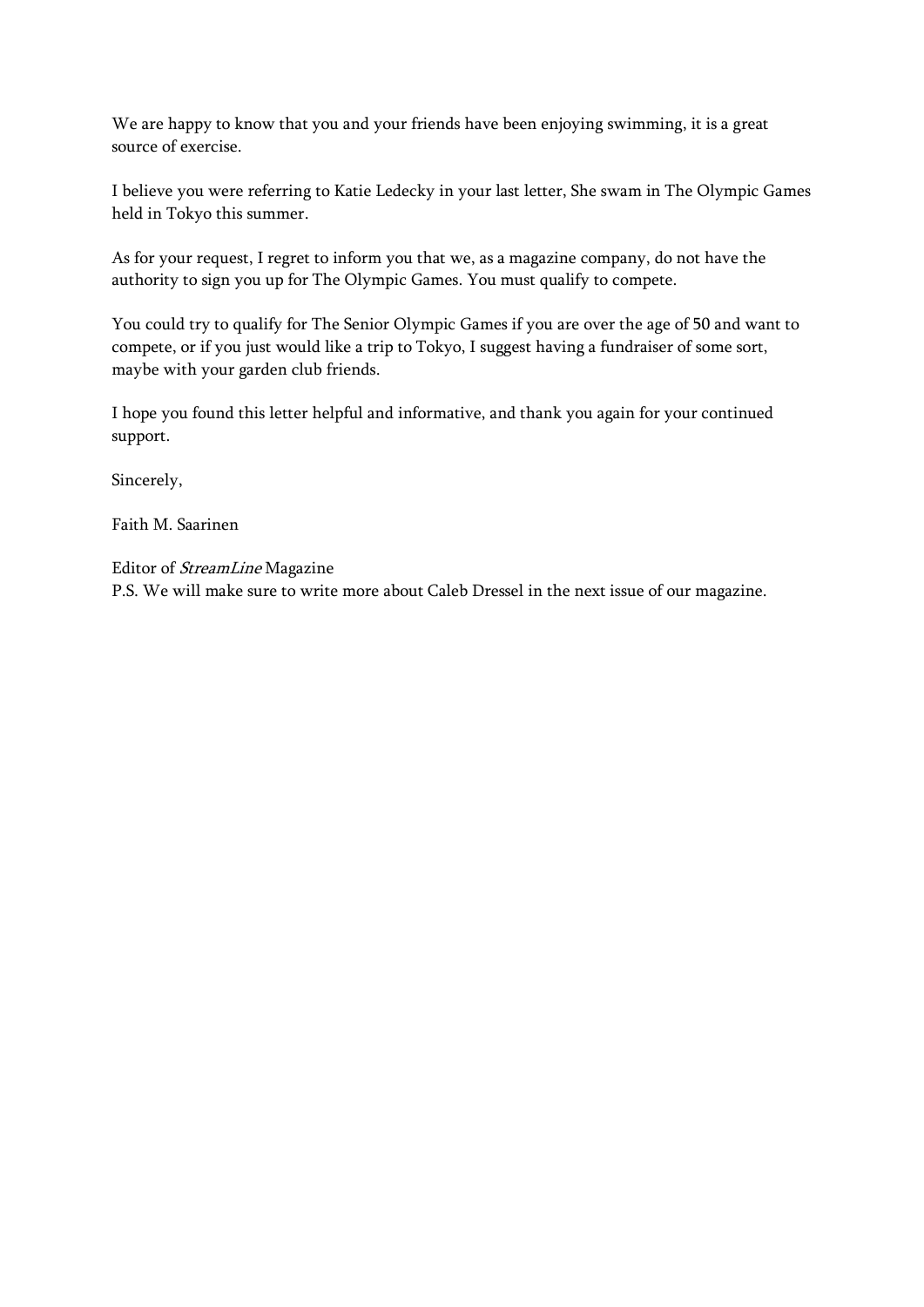We are happy to know that you and your friends have been enjoying swimming, it is a great source of exercise.

I believe you were referring to Katie Ledecky in your last letter, She swam in The Olympic Games held in Tokyo this summer.

As for your request, I regret to inform you that we, as a magazine company, do not have the authority to sign you up for The Olympic Games. You must qualify to compete.

You could try to qualify for The Senior Olympic Games if you are over the age of 50 and want to compete, or if you just would like a trip to Tokyo, I suggest having a fundraiser of some sort, maybe with your garden club friends.

I hope you found this letter helpful and informative, and thank you again for your continued support.

Sincerely,

Faith M. Saarinen

Editor of *StreamLine* Magazine
P.S. We will make sure to write more about Caleb Dressel in the next issue of our magazine.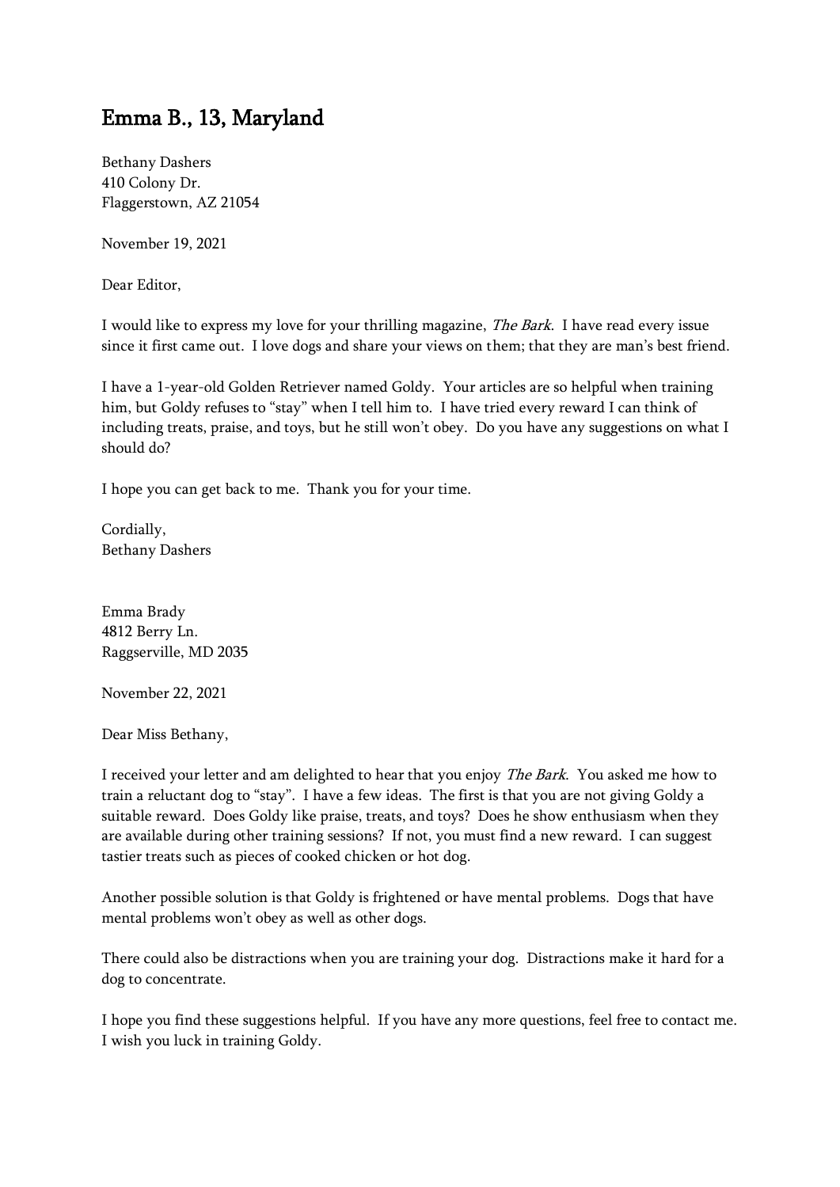# Emma B., 13, Maryland

Bethany Dashers
410 Colony Dr.
Flaggerstown, AZ 21054

November 19, 2021

Dear Editor,

I would like to express my love for your thrilling magazine, *The Bark*. I have read every issue since it first came out. I love dogs and share your views on them; that they are man's best friend.

I have a 1-year-old Golden Retriever named Goldy. Your articles are so helpful when training him, but Goldy refuses to "stay" when I tell him to. I have tried every reward I can think of including treats, praise, and toys, but he still won't obey. Do you have any suggestions on what I should do?

I hope you can get back to me. Thank you for your time.

Cordially,
Bethany Dashers

Emma Brady
4812 Berry Ln.
Raggserville, MD 2035

November 22, 2021

Dear Miss Bethany,

I received your letter and am delighted to hear that you enjoy *The Bark*. You asked me how to train a reluctant dog to "stay". I have a few ideas. The first is that you are not giving Goldy a suitable reward. Does Goldy like praise, treats, and toys? Does he show enthusiasm when they are available during other training sessions? If not, you must find a new reward. I can suggest tastier treats such as pieces of cooked chicken or hot dog.

Another possible solution is that Goldy is frightened or have mental problems. Dogs that have mental problems won't obey as well as other dogs.

There could also be distractions when you are training your dog. Distractions make it hard for a dog to concentrate.

I hope you find these suggestions helpful. If you have any more questions, feel free to contact me. I wish you luck in training Goldy.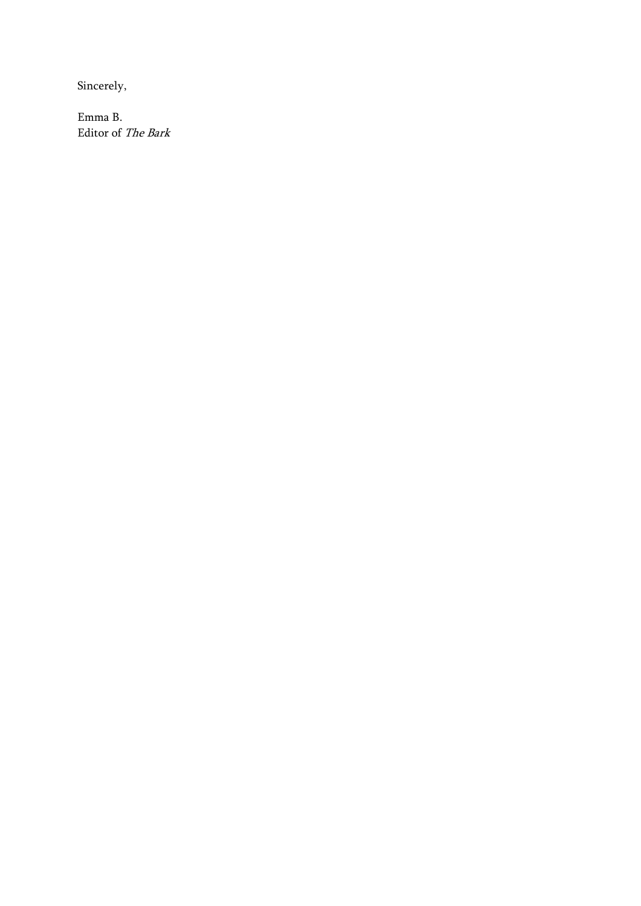Sincerely,

Emma B.
Editor of *The Bark*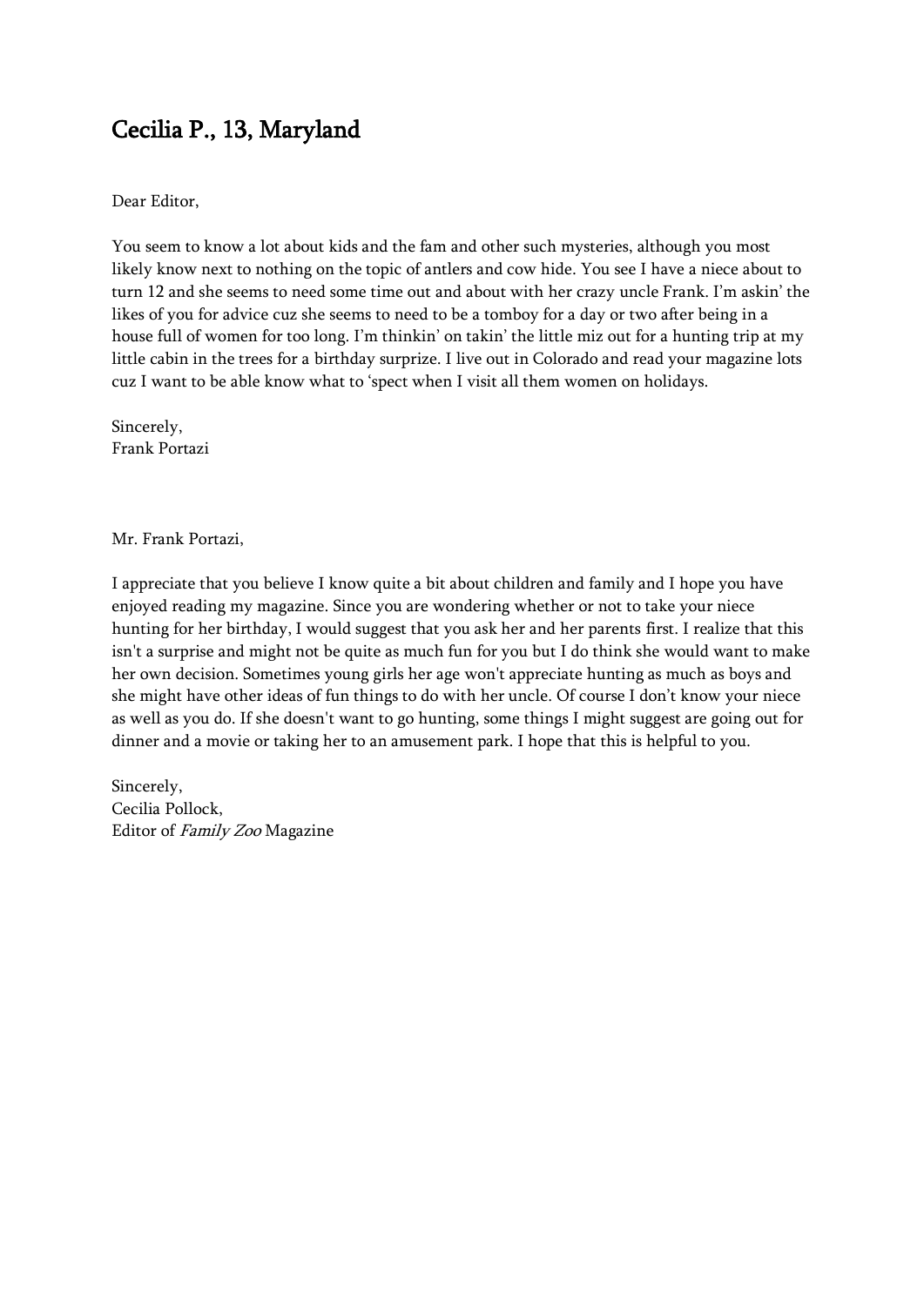## Cecilia P., 13, Maryland

Dear Editor,

You seem to know a lot about kids and the fam and other such mysteries, although you most likely know next to nothing on the topic of antlers and cow hide. You see I have a niece about to turn 12 and she seems to need some time out and about with her crazy uncle Frank. I'm askin' the likes of you for advice cuz she seems to need to be a tomboy for a day or two after being in a house full of women for too long. I'm thinkin' on takin' the little miz out for a hunting trip at my little cabin in the trees for a birthday surprize. I live out in Colorado and read your magazine lots cuz I want to be able know what to 'spect when I visit all them women on holidays.

Sincerely,  
Frank Portazi

Mr. Frank Portazi,

I appreciate that you believe I know quite a bit about children and family and I hope you have enjoyed reading my magazine. Since you are wondering whether or not to take your niece hunting for her birthday, I would suggest that you ask her and her parents first. I realize that this isn't a surprise and might not be quite as much fun for you but I do think she would want to make her own decision. Sometimes young girls her age won't appreciate hunting as much as boys and she might have other ideas of fun things to do with her uncle. Of course I don't know your niece as well as you do. If she doesn't want to go hunting, some things I might suggest are going out for dinner and a movie or taking her to an amusement park. I hope that this is helpful to you.

Sincerely,  
Cecilia Pollock,  
Editor of *Family Zoo* Magazine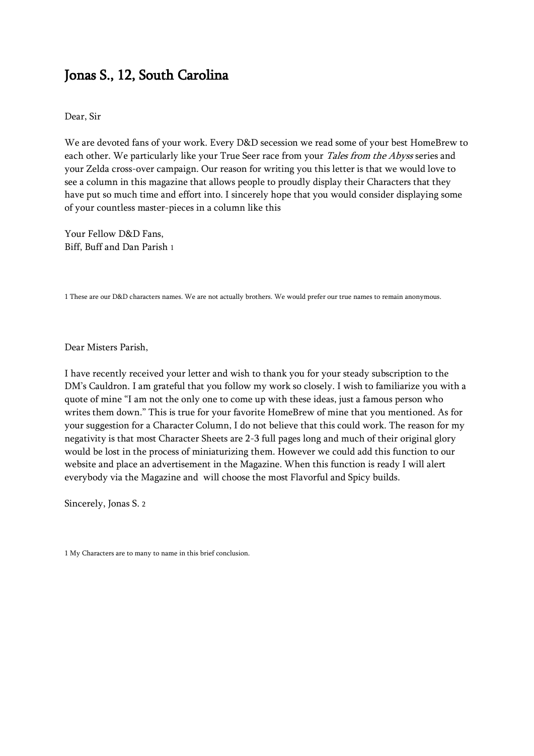# Jonas S., 12, South Carolina

Dear, Sir

We are devoted fans of your work. Every D&D secession we read some of your best HomeBrew to each other. We particularly like your True Seer race from your *Tales from the Abyss* series and your Zelda cross-over campaign. Our reason for writing you this letter is that we would love to see a column in this magazine that allows people to proudly display their Characters that they have put so much time and effort into. I sincerely hope that you would consider displaying some of your countless master-pieces in a column like this

Your Fellow D&D Fans,
Biff, Buff and Dan Parish [1]

1 These are our D&D characters names. We are not actually brothers. We would prefer our true names to remain anonymous.

Dear Misters Parish,

I have recently received your letter and wish to thank you for your steady subscription to the DM's Cauldron. I am grateful that you follow my work so closely. I wish to familiarize you with a quote of mine "I am not the only one to come up with these ideas, just a famous person who writes them down." This is true for your favorite HomeBrew of mine that you mentioned. As for your suggestion for a Character Column, I do not believe that this could work. The reason for my negativity is that most Character Sheets are 2-3 full pages long and much of their original glory would be lost in the process of miniaturizing them. However we could add this function to our website and place an advertisement in the Magazine. When this function is ready I will alert everybody via the Magazine and will choose the most Flavorful and Spicy builds.

Sincerely, Jonas S. [2]

1 My Characters are to many to name in this brief conclusion.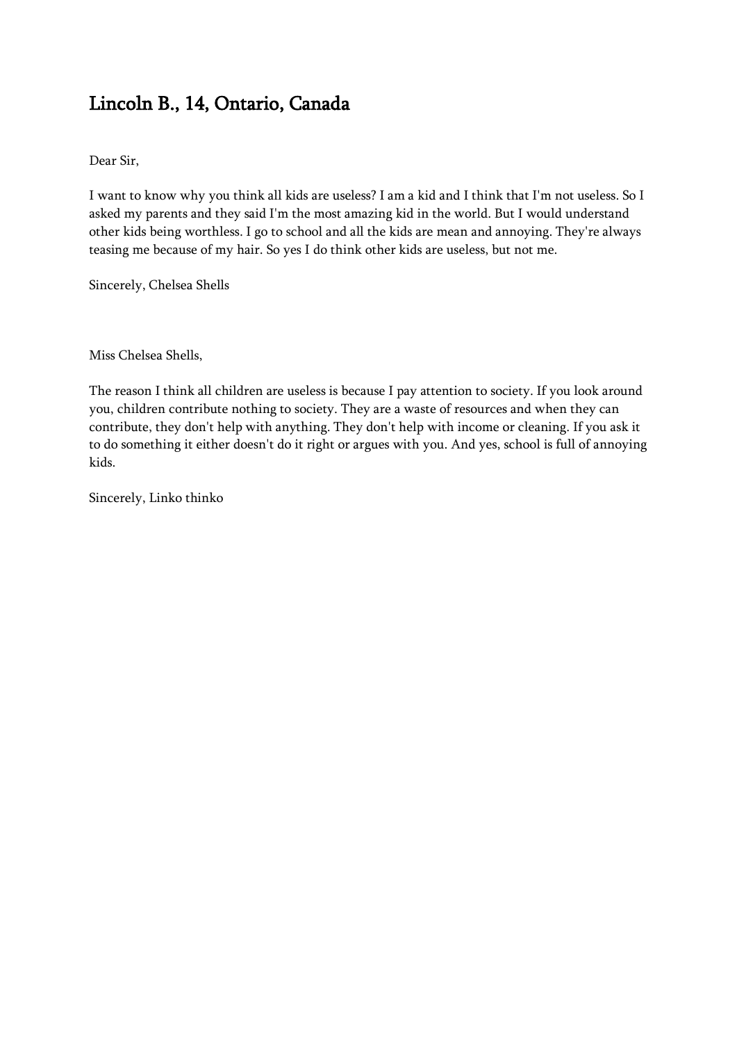## Lincoln B., 14, Ontario, Canada

Dear Sir,

I want to know why you think all kids are useless? I am a kid and I think that I'm not useless. So I asked my parents and they said I'm the most amazing kid in the world. But I would understand other kids being worthless. I go to school and all the kids are mean and annoying. They're always teasing me because of my hair. So yes I do think other kids are useless, but not me.

Sincerely, Chelsea Shells

Miss Chelsea Shells,

The reason I think all children are useless is because I pay attention to society. If you look around you, children contribute nothing to society. They are a waste of resources and when they can contribute, they don't help with anything. They don't help with income or cleaning. If you ask it to do something it either doesn't do it right or argues with you. And yes, school is full of annoying kids.

Sincerely, Linko thinko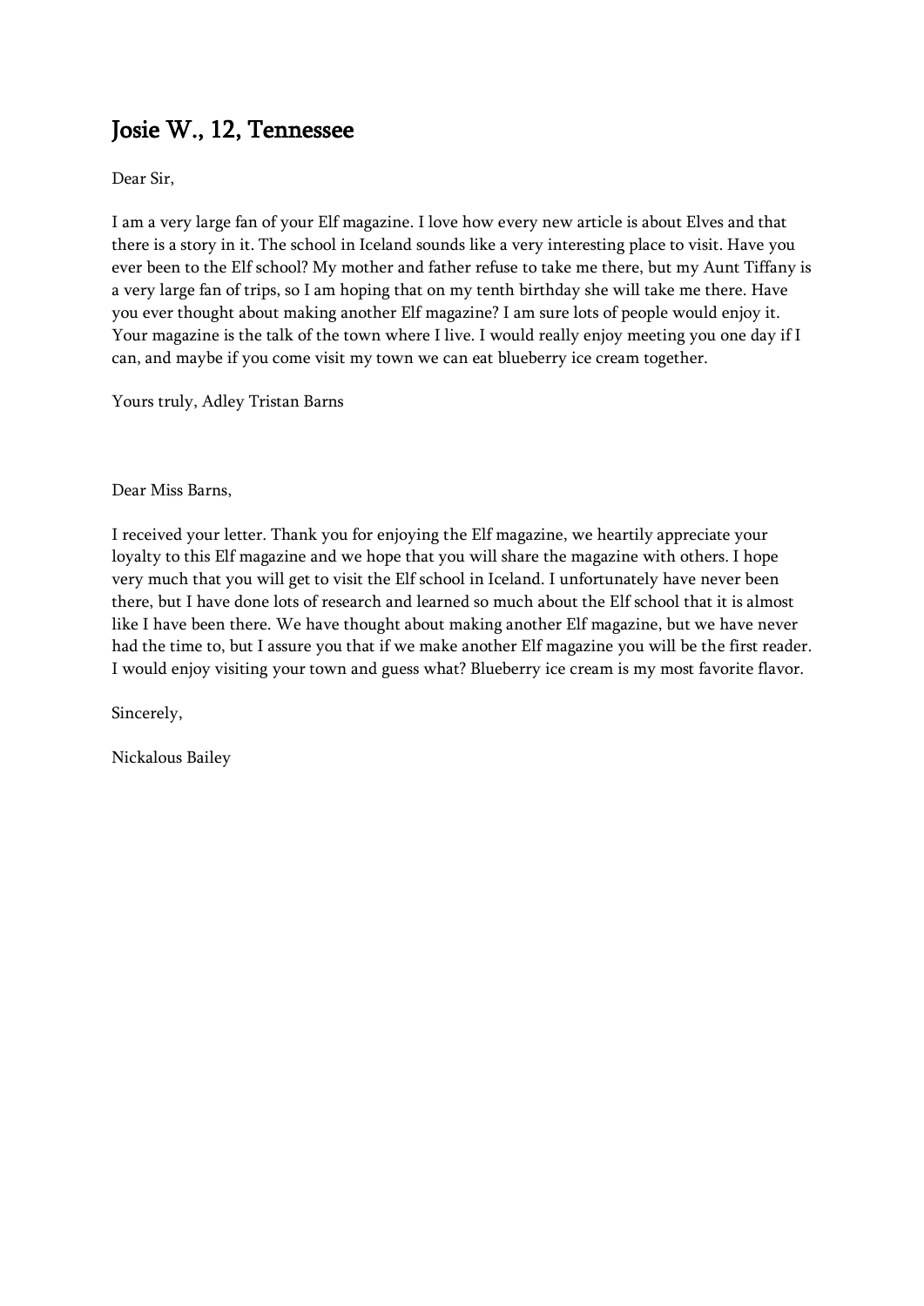# Josie W., 12, Tennessee

Dear Sir,

I am a very large fan of your Elf magazine. I love how every new article is about Elves and that there is a story in it. The school in Iceland sounds like a very interesting place to visit. Have you ever been to the Elf school? My mother and father refuse to take me there, but my Aunt Tiffany is a very large fan of trips, so I am hoping that on my tenth birthday she will take me there. Have you ever thought about making another Elf magazine? I am sure lots of people would enjoy it. Your magazine is the talk of the town where I live. I would really enjoy meeting you one day if I can, and maybe if you come visit my town we can eat blueberry ice cream together.

Yours truly, Adley Tristan Barns

Dear Miss Barns,

I received your letter. Thank you for enjoying the Elf magazine, we heartily appreciate your loyalty to this Elf magazine and we hope that you will share the magazine with others. I hope very much that you will get to visit the Elf school in Iceland. I unfortunately have never been there, but I have done lots of research and learned so much about the Elf school that it is almost like I have been there. We have thought about making another Elf magazine, but we have never had the time to, but I assure you that if we make another Elf magazine you will be the first reader. I would enjoy visiting your town and guess what? Blueberry ice cream is my most favorite flavor.

Sincerely,

Nickalous Bailey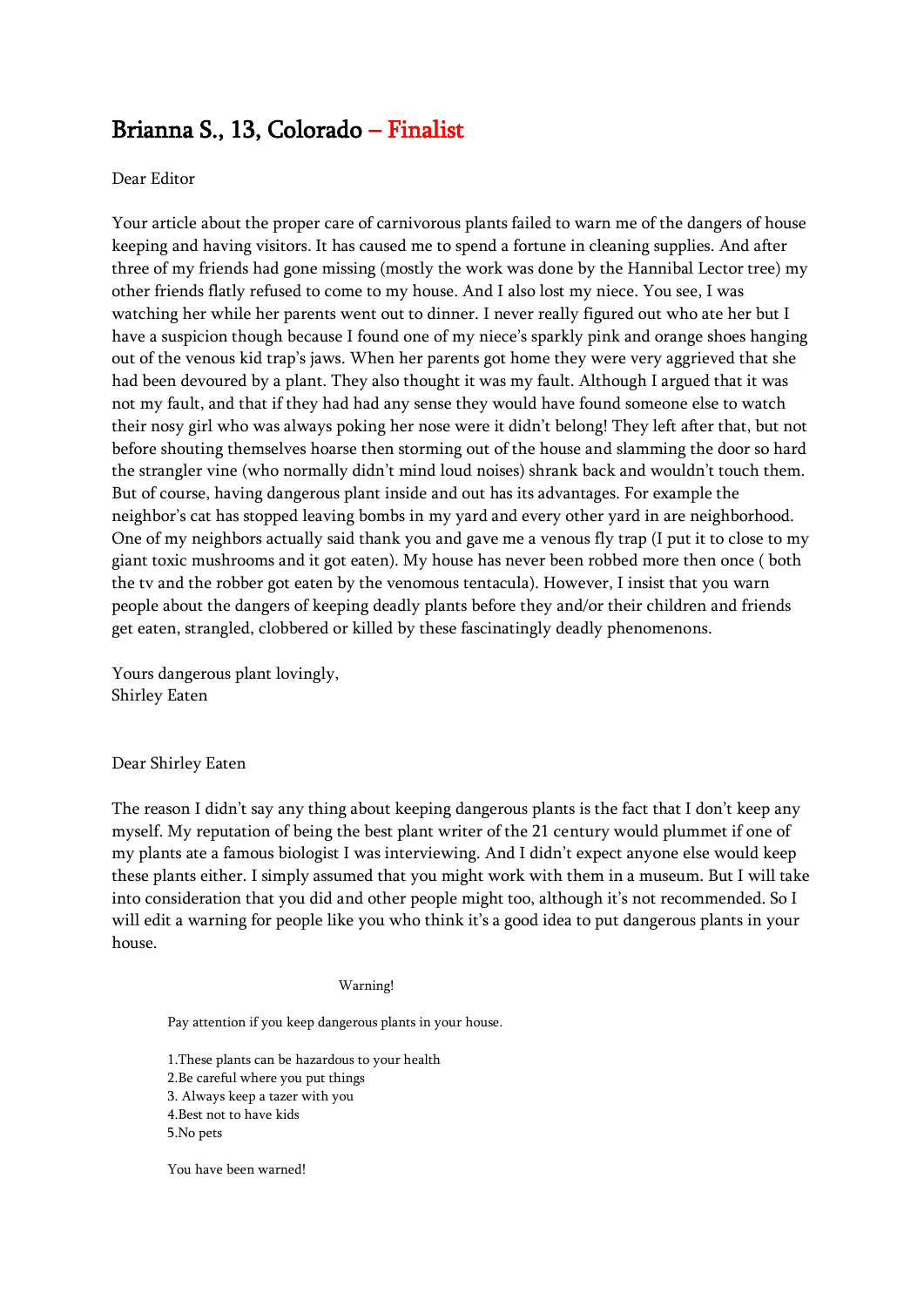## Brianna S., 13, Colorado – Finalist

Dear Editor

Your article about the proper care of carnivorous plants failed to warn me of the dangers of house keeping and having visitors. It has caused me to spend a fortune in cleaning supplies. And after three of my friends had gone missing (mostly the work was done by the Hannibal Lector tree) my other friends flatly refused to come to my house. And I also lost my niece. You see, I was watching her while her parents went out to dinner. I never really figured out who ate her but I have a suspicion though because I found one of my niece's sparkly pink and orange shoes hanging out of the venous kid trap's jaws. When her parents got home they were very aggrieved that she had been devoured by a plant. They also thought it was my fault. Although I argued that it was not my fault, and that if they had had any sense they would have found someone else to watch their nosy girl who was always poking her nose were it didn't belong! They left after that, but not before shouting themselves hoarse then storming out of the house and slamming the door so hard the strangler vine (who normally didn't mind loud noises) shrank back and wouldn't touch them. But of course, having dangerous plant inside and out has its advantages. For example the neighbor's cat has stopped leaving bombs in my yard and every other yard in are neighborhood. One of my neighbors actually said thank you and gave me a venous fly trap (I put it to close to my giant toxic mushrooms and it got eaten). My house has never been robbed more then once ( both the tv and the robber got eaten by the venomous tentacula). However, I insist that you warn people about the dangers of keeping deadly plants before they and/or their children and friends get eaten, strangled, clobbered or killed by these fascinatingly deadly phenomenons.

Yours dangerous plant lovingly,
Shirley Eaten

Dear Shirley Eaten

The reason I didn't say any thing about keeping dangerous plants is the fact that I don't keep any myself. My reputation of being the best plant writer of the 21 century would plummet if one of my plants ate a famous biologist I was interviewing. And I didn't expect anyone else would keep these plants either. I simply assumed that you might work with them in a museum. But I will take into consideration that you did and other people might too, although it's not recommended. So I will edit a warning for people like you who think it's a good idea to put dangerous plants in your house.

Warning!

Pay attention if you keep dangerous plants in your house.

1.These plants can be hazardous to your health
2.Be careful where you put things
3. Always keep a tazer with you
4.Best not to have kids
5.No pets

You have been warned!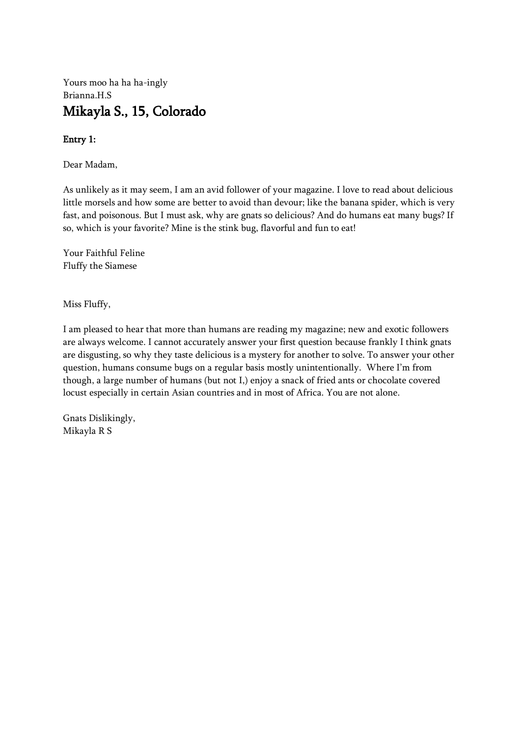Yours moo ha ha ha-ingly
Brianna.H.S

## Mikayla S., 15, Colorado

**Entry 1:**

Dear Madam,

As unlikely as it may seem, I am an avid follower of your magazine. I love to read about delicious little morsels and how some are better to avoid than devour; like the banana spider, which is very fast, and poisonous. But I must ask, why are gnats so delicious? And do humans eat many bugs? If so, which is your favorite? Mine is the stink bug, flavorful and fun to eat!

Your Faithful Feline
Fluffy the Siamese

Miss Fluffy,

I am pleased to hear that more than humans are reading my magazine; new and exotic followers are always welcome. I cannot accurately answer your first question because frankly I think gnats are disgusting, so why they taste delicious is a mystery for another to solve. To answer your other question, humans consume bugs on a regular basis mostly unintentionally. Where I'm from though, a large number of humans (but not I,) enjoy a snack of fried ants or chocolate covered locust especially in certain Asian countries and in most of Africa. You are not alone.

Gnats Dislikingly,
Mikayla R S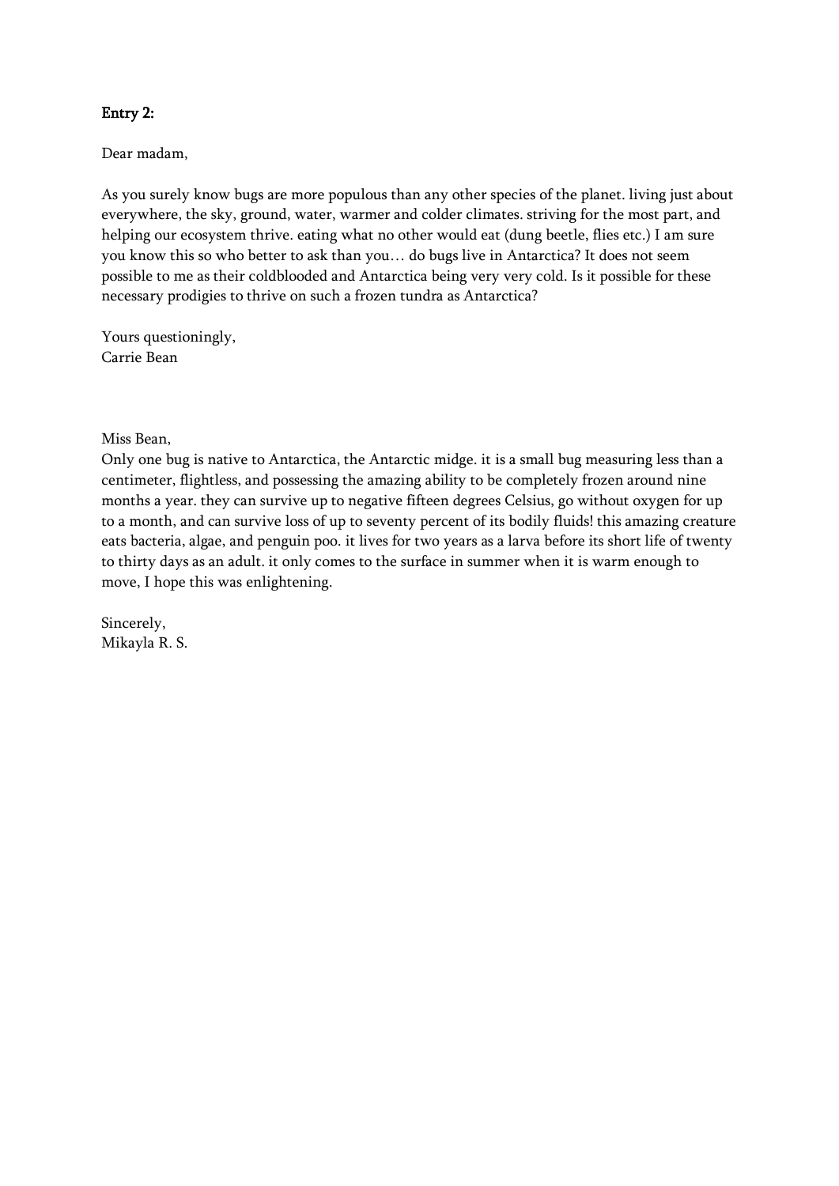**Entry 2:**

Dear madam,

As you surely know bugs are more populous than any other species of the planet. living just about everywhere, the sky, ground, water, warmer and colder climates. striving for the most part, and helping our ecosystem thrive. eating what no other would eat (dung beetle, flies etc.) I am sure you know this so who better to ask than you… do bugs live in Antarctica? It does not seem possible to me as their coldblooded and Antarctica being very very cold. Is it possible for these necessary prodigies to thrive on such a frozen tundra as Antarctica?

Yours questioningly,
Carrie Bean

Miss Bean,
Only one bug is native to Antarctica, the Antarctic midge. it is a small bug measuring less than a centimeter, flightless, and possessing the amazing ability to be completely frozen around nine months a year. they can survive up to negative fifteen degrees Celsius, go without oxygen for up to a month, and can survive loss of up to seventy percent of its bodily fluids! this amazing creature eats bacteria, algae, and penguin poo. it lives for two years as a larva before its short life of twenty to thirty days as an adult. it only comes to the surface in summer when it is warm enough to move, I hope this was enlightening.

Sincerely,
Mikayla R. S.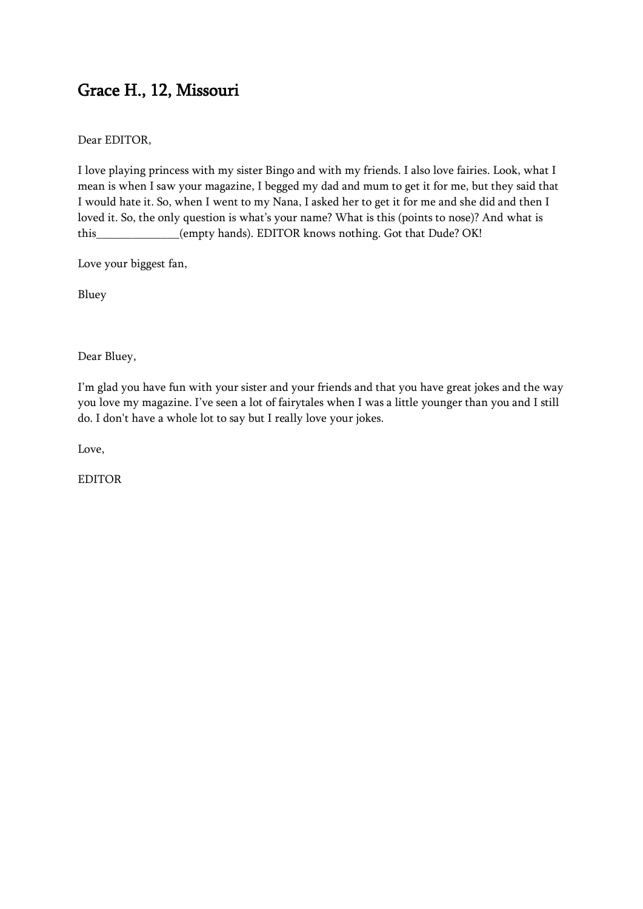## Grace H., 12, Missouri

Dear EDITOR,

I love playing princess with my sister Bingo and with my friends. I also love fairies. Look, what I mean is when I saw your magazine, I begged my dad and mum to get it for me, but they said that I would hate it. So, when I went to my Nana, I asked her to get it for me and she did and then I loved it. So, the only question is what's your name? What is this (points to nose)? And what is this______________(empty hands). EDITOR knows nothing. Got that Dude? OK!

Love your biggest fan,

Bluey

Dear Bluey,

I'm glad you have fun with your sister and your friends and that you have great jokes and the way you love my magazine. I've seen a lot of fairytales when I was a little younger than you and I still do. I don't have a whole lot to say but I really love your jokes.

Love,

EDITOR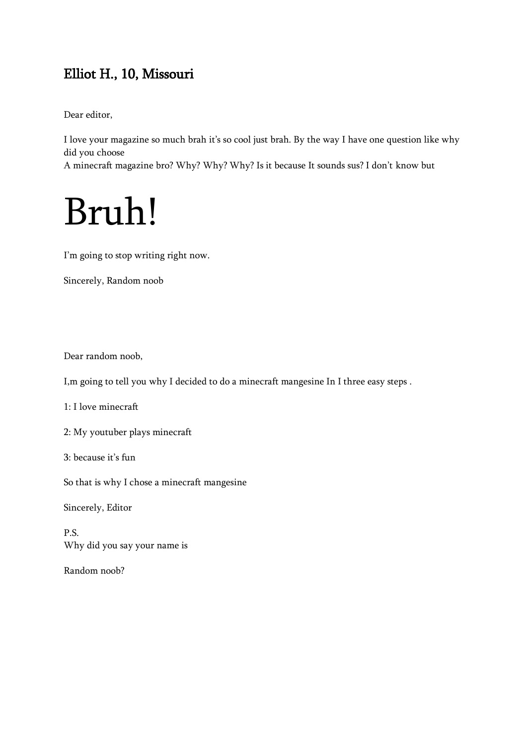## Elliot H., 10, Missouri

Dear editor,

I love your magazine so much brah it's so cool just brah. By the way I have one question like why did you choose
A minecraft magazine bro? Why? Why? Why? Is it because It sounds sus? I don't know but

# Bruh!

I'm going to stop writing right now.

Sincerely, Random noob

Dear random noob,

I,m going to tell you why I decided to do a minecraft mangesine In I three easy steps .

1: I love minecraft

2: My youtuber plays minecraft

3: because it's fun

So that is why I chose a minecraft mangesine

Sincerely, Editor

P.S.
Why did you say your name is

Random noob?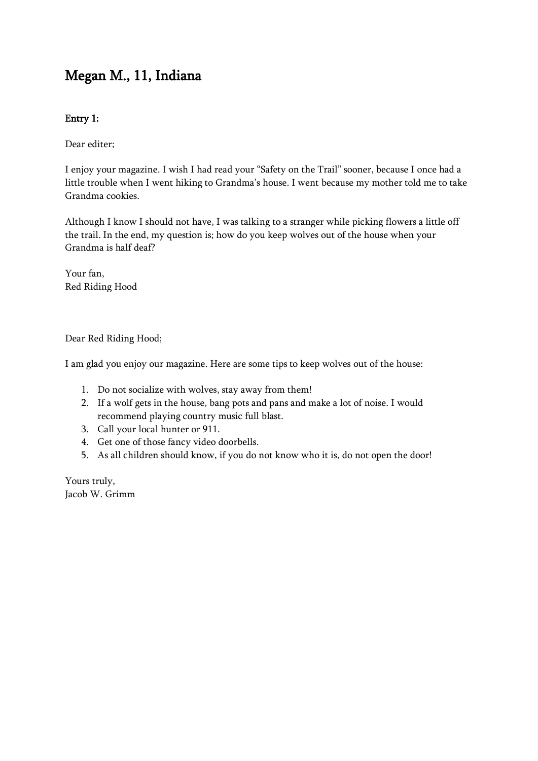# Megan M., 11, Indiana

**Entry 1:**

Dear editer;

I enjoy your magazine. I wish I had read your "Safety on the Trail" sooner, because I once had a little trouble when I went hiking to Grandma's house. I went because my mother told me to take Grandma cookies.

Although I know I should not have, I was talking to a stranger while picking flowers a little off the trail. In the end, my question is; how do you keep wolves out of the house when your Grandma is half deaf?

Your fan,
Red Riding Hood

Dear Red Riding Hood;

I am glad you enjoy our magazine. Here are some tips to keep wolves out of the house:

1. Do not socialize with wolves, stay away from them!
2. If a wolf gets in the house, bang pots and pans and make a lot of noise. I would recommend playing country music full blast.
3. Call your local hunter or 911.
4. Get one of those fancy video doorbells.
5. As all children should know, if you do not know who it is, do not open the door!

Yours truly,
Jacob W. Grimm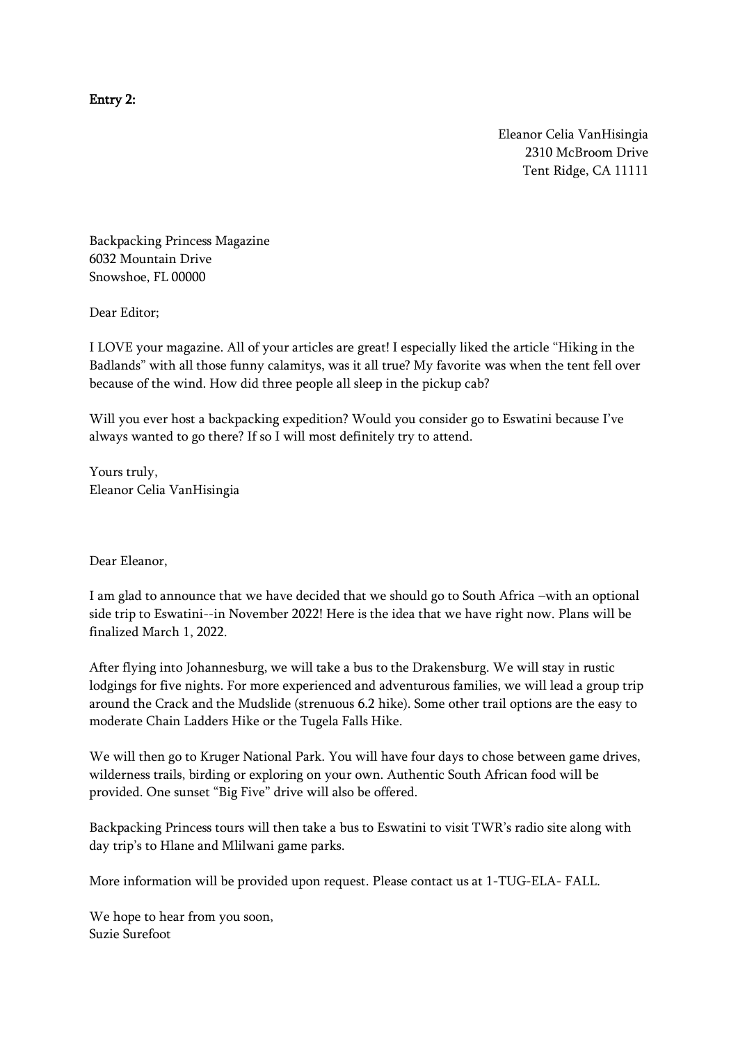**Entry 2:**

Eleanor Celia VanHisingia
2310 McBroom Drive
Tent Ridge, CA 11111

Backpacking Princess Magazine
6032 Mountain Drive
Snowshoe, FL 00000

Dear Editor;

I LOVE your magazine. All of your articles are great! I especially liked the article "Hiking in the Badlands" with all those funny calamitys, was it all true? My favorite was when the tent fell over because of the wind. How did three people all sleep in the pickup cab?

Will you ever host a backpacking expedition? Would you consider go to Eswatini because I've always wanted to go there? If so I will most definitely try to attend.

Yours truly,
Eleanor Celia VanHisingia

Dear Eleanor,

I am glad to announce that we have decided that we should go to South Africa –with an optional side trip to Eswatini--in November 2022! Here is the idea that we have right now. Plans will be finalized March 1, 2022.

After flying into Johannesburg, we will take a bus to the Drakensburg. We will stay in rustic lodgings for five nights. For more experienced and adventurous families, we will lead a group trip around the Crack and the Mudslide (strenuous 6.2 hike). Some other trail options are the easy to moderate Chain Ladders Hike or the Tugela Falls Hike.

We will then go to Kruger National Park. You will have four days to chose between game drives, wilderness trails, birding or exploring on your own. Authentic South African food will be provided. One sunset "Big Five" drive will also be offered.

Backpacking Princess tours will then take a bus to Eswatini to visit TWR's radio site along with day trip's to Hlane and Mlilwani game parks.

More information will be provided upon request. Please contact us at 1-TUG-ELA- FALL.

We hope to hear from you soon,
Suzie Surefoot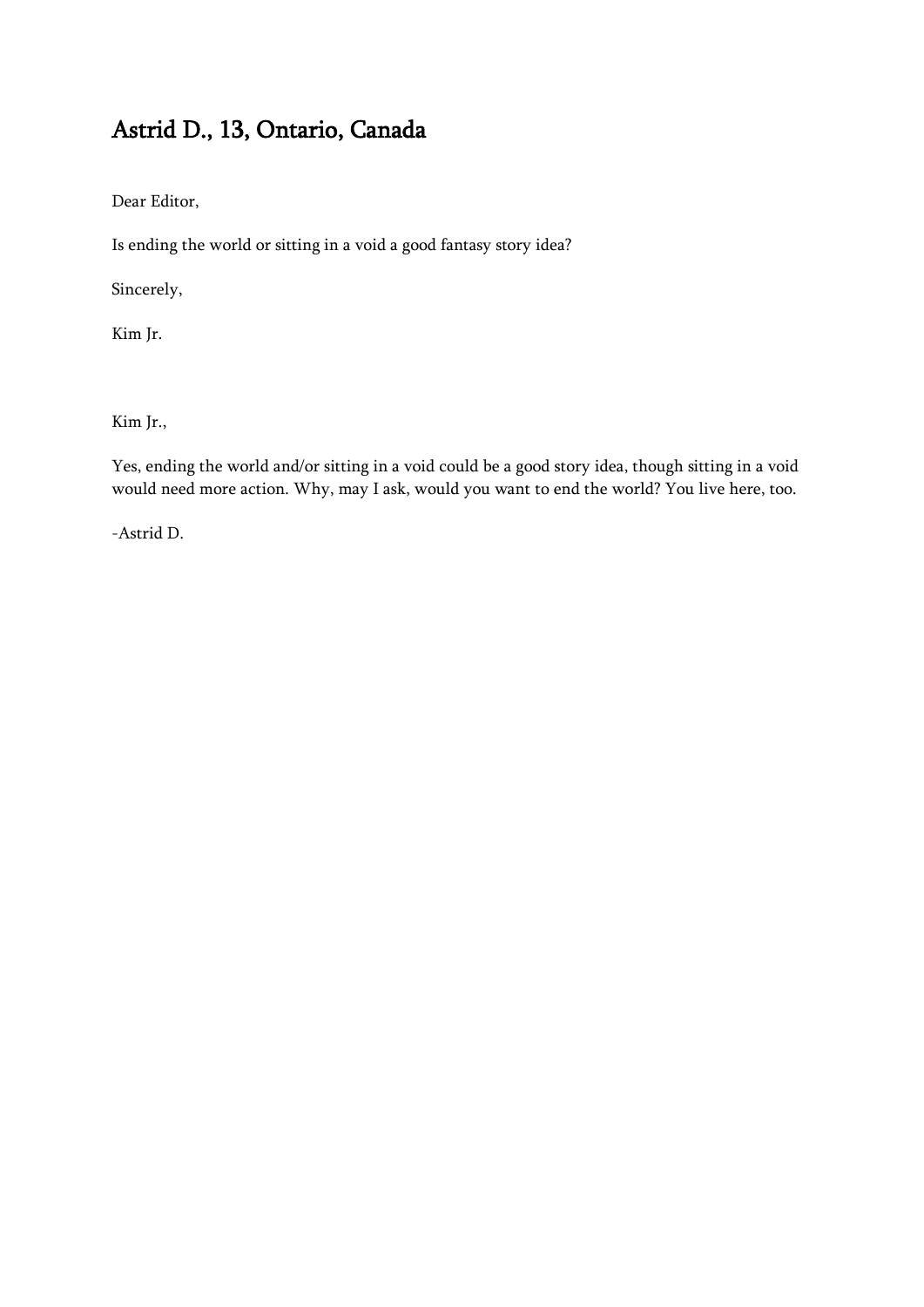# Astrid D., 13, Ontario, Canada

Dear Editor,

Is ending the world or sitting in a void a good fantasy story idea?

Sincerely,

Kim Jr.

Kim Jr.,

Yes, ending the world and/or sitting in a void could be a good story idea, though sitting in a void would need more action. Why, may I ask, would you want to end the world? You live here, too.

-Astrid D.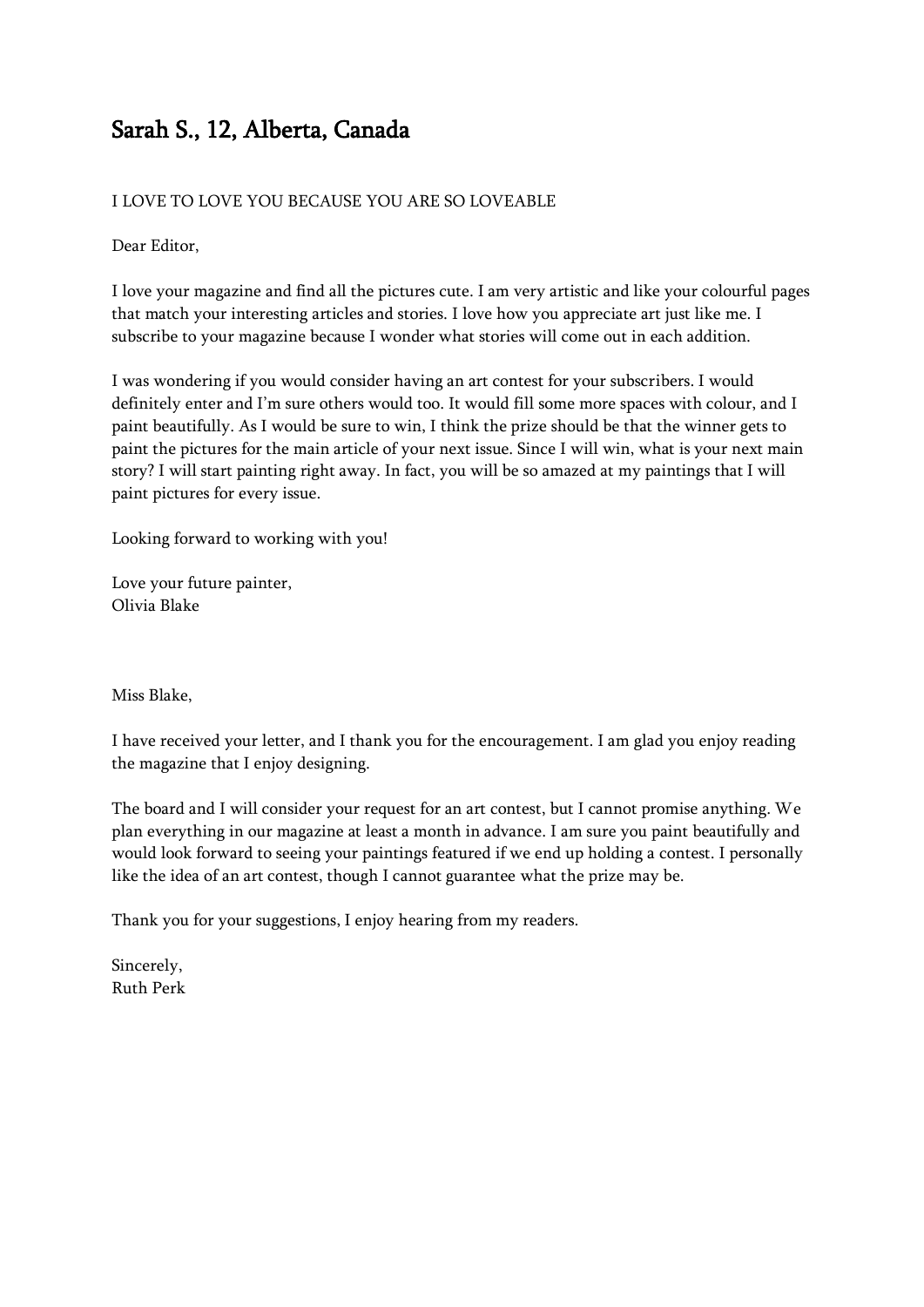## Sarah S., 12, Alberta, Canada

I LOVE TO LOVE YOU BECAUSE YOU ARE SO LOVEABLE

Dear Editor,

I love your magazine and find all the pictures cute. I am very artistic and like your colourful pages that match your interesting articles and stories. I love how you appreciate art just like me. I subscribe to your magazine because I wonder what stories will come out in each addition.

I was wondering if you would consider having an art contest for your subscribers. I would definitely enter and I'm sure others would too. It would fill some more spaces with colour, and I paint beautifully. As I would be sure to win, I think the prize should be that the winner gets to paint the pictures for the main article of your next issue. Since I will win, what is your next main story? I will start painting right away. In fact, you will be so amazed at my paintings that I will paint pictures for every issue.

Looking forward to working with you!

Love your future painter,
Olivia Blake

Miss Blake,

I have received your letter, and I thank you for the encouragement. I am glad you enjoy reading the magazine that I enjoy designing.

The board and I will consider your request for an art contest, but I cannot promise anything. We plan everything in our magazine at least a month in advance. I am sure you paint beautifully and would look forward to seeing your paintings featured if we end up holding a contest. I personally like the idea of an art contest, though I cannot guarantee what the prize may be.

Thank you for your suggestions, I enjoy hearing from my readers.

Sincerely,
Ruth Perk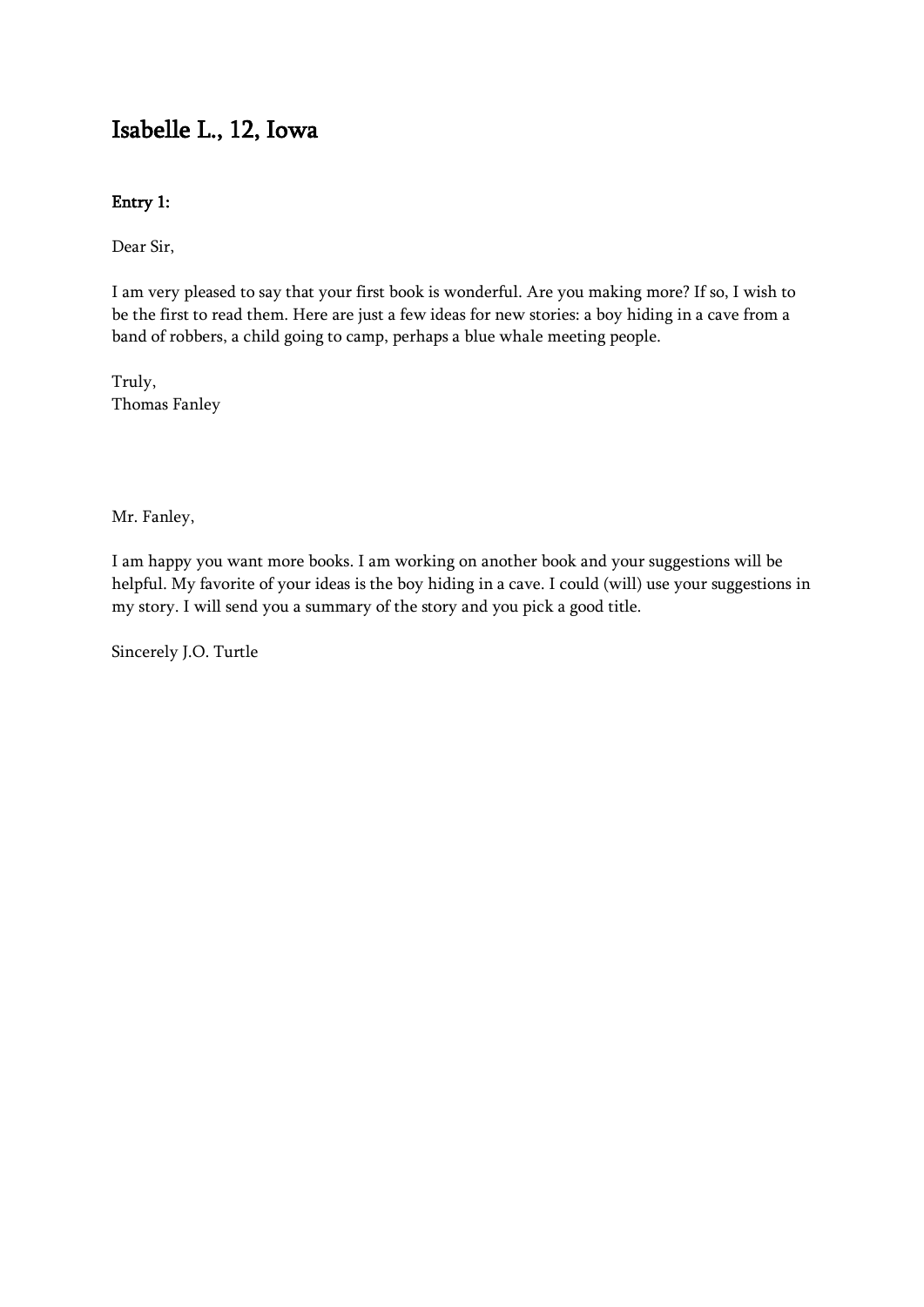## Isabelle L., 12, Iowa

**Entry 1:**

Dear Sir,

I am very pleased to say that your first book is wonderful. Are you making more? If so, I wish to be the first to read them. Here are just a few ideas for new stories: a boy hiding in a cave from a band of robbers, a child going to camp, perhaps a blue whale meeting people.

Truly,
Thomas Fanley

Mr. Fanley,

I am happy you want more books. I am working on another book and your suggestions will be helpful. My favorite of your ideas is the boy hiding in a cave. I could (will) use your suggestions in my story. I will send you a summary of the story and you pick a good title.

Sincerely J.O. Turtle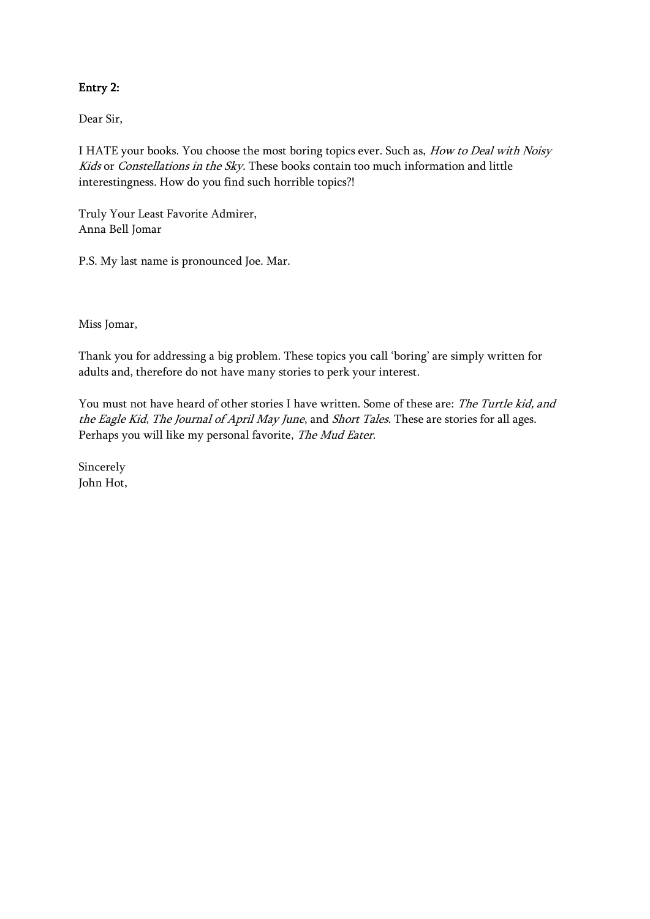Entry 2:

Dear Sir,

I HATE your books. You choose the most boring topics ever. Such as, *How to Deal with Noisy Kids* or *Constellations in the Sky*. These books contain too much information and little interestingness. How do you find such horrible topics?!

Truly Your Least Favorite Admirer,
Anna Bell Jomar

P.S. My last name is pronounced Joe. Mar.

Miss Jomar,

Thank you for addressing a big problem. These topics you call 'boring' are simply written for adults and, therefore do not have many stories to perk your interest.

You must not have heard of other stories I have written. Some of these are: *The Turtle kid, and the Eagle Kid*, *The Journal of April May June*, and *Short Tales*. These are stories for all ages. Perhaps you will like my personal favorite, *The Mud Eater*.

Sincerely
John Hot,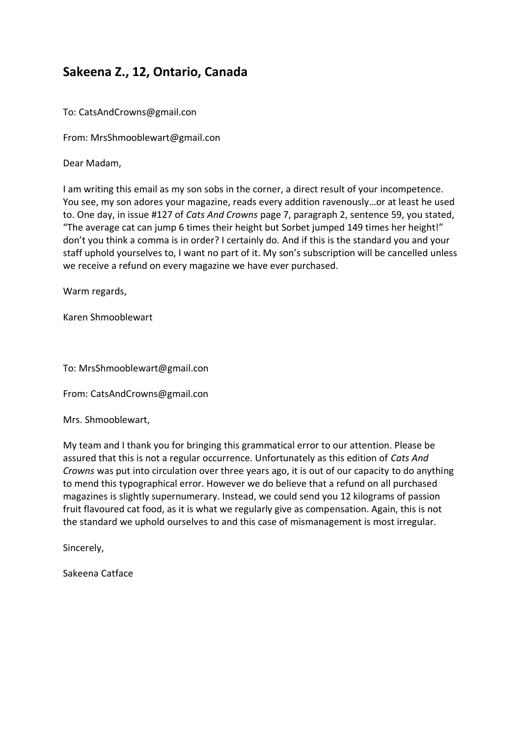## Sakeena Z., 12, Ontario, Canada

To: CatsAndCrowns@gmail.con

From: MrsShmooblewart@gmail.con

Dear Madam,

I am writing this email as my son sobs in the corner, a direct result of your incompetence. You see, my son adores your magazine, reads every addition ravenously…or at least he used to. One day, in issue #127 of *Cats And Crowns* page 7, paragraph 2, sentence 59, you stated, "The average cat can jump 6 times their height but Sorbet jumped 149 times her height!" don't you think a comma is in order? I certainly do. And if this is the standard you and your staff uphold yourselves to, I want no part of it. My son's subscription will be cancelled unless we receive a refund on every magazine we have ever purchased.

Warm regards,

Karen Shmooblewart

To: MrsShmooblewart@gmail.con

From: CatsAndCrowns@gmail.con

Mrs. Shmooblewart,

My team and I thank you for bringing this grammatical error to our attention. Please be assured that this is not a regular occurrence. Unfortunately as this edition of *Cats And Crowns* was put into circulation over three years ago, it is out of our capacity to do anything to mend this typographical error. However we do believe that a refund on all purchased magazines is slightly supernumerary. Instead, we could send you 12 kilograms of passion fruit flavoured cat food, as it is what we regularly give as compensation. Again, this is not the standard we uphold ourselves to and this case of mismanagement is most irregular.

Sincerely,

Sakeena Catface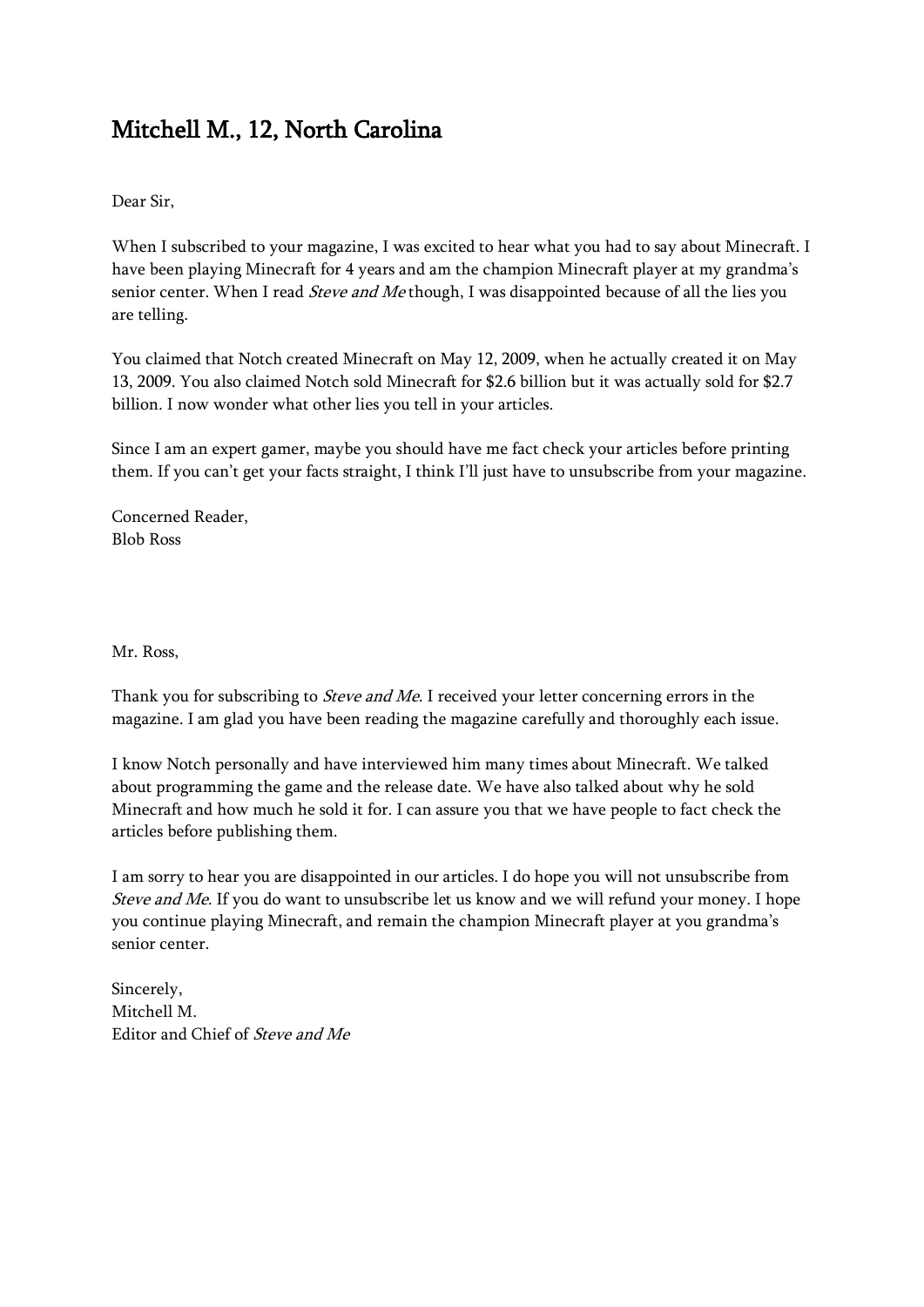# Mitchell M., 12, North Carolina

Dear Sir,

When I subscribed to your magazine, I was excited to hear what you had to say about Minecraft. I have been playing Minecraft for 4 years and am the champion Minecraft player at my grandma's senior center. When I read *Steve and Me* though, I was disappointed because of all the lies you are telling.

You claimed that Notch created Minecraft on May 12, 2009, when he actually created it on May 13, 2009. You also claimed Notch sold Minecraft for $2.6 billion but it was actually sold for $2.7 billion. I now wonder what other lies you tell in your articles.

Since I am an expert gamer, maybe you should have me fact check your articles before printing them. If you can't get your facts straight, I think I'll just have to unsubscribe from your magazine.

Concerned Reader,
Blob Ross

Mr. Ross,

Thank you for subscribing to *Steve and Me*. I received your letter concerning errors in the magazine. I am glad you have been reading the magazine carefully and thoroughly each issue.

I know Notch personally and have interviewed him many times about Minecraft. We talked about programming the game and the release date. We have also talked about why he sold Minecraft and how much he sold it for. I can assure you that we have people to fact check the articles before publishing them.

I am sorry to hear you are disappointed in our articles. I do hope you will not unsubscribe from *Steve and Me*. If you do want to unsubscribe let us know and we will refund your money. I hope you continue playing Minecraft, and remain the champion Minecraft player at you grandma's senior center.

Sincerely,
Mitchell M.
Editor and Chief of *Steve and Me*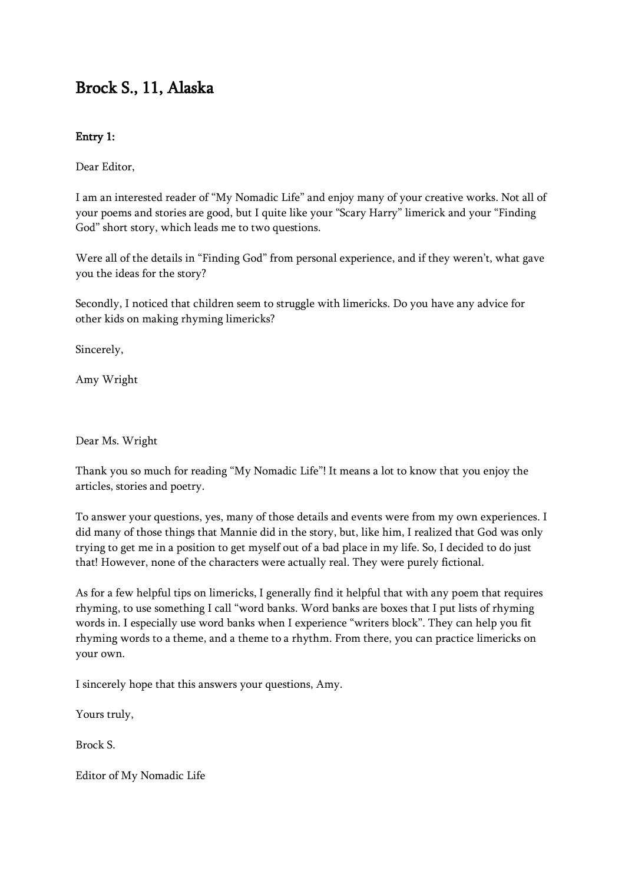# Brock S., 11, Alaska

**Entry 1:**

Dear Editor,

I am an interested reader of "My Nomadic Life" and enjoy many of your creative works. Not all of your poems and stories are good, but I quite like your "Scary Harry" limerick and your "Finding God" short story, which leads me to two questions.

Were all of the details in "Finding God" from personal experience, and if they weren't, what gave you the ideas for the story?

Secondly, I noticed that children seem to struggle with limericks. Do you have any advice for other kids on making rhyming limericks?

Sincerely,

Amy Wright

Dear Ms. Wright

Thank you so much for reading "My Nomadic Life"! It means a lot to know that you enjoy the articles, stories and poetry.

To answer your questions, yes, many of those details and events were from my own experiences. I did many of those things that Mannie did in the story, but, like him, I realized that God was only trying to get me in a position to get myself out of a bad place in my life. So, I decided to do just that! However, none of the characters were actually real. They were purely fictional.

As for a few helpful tips on limericks, I generally find it helpful that with any poem that requires rhyming, to use something I call "word banks. Word banks are boxes that I put lists of rhyming words in. I especially use word banks when I experience "writers block". They can help you fit rhyming words to a theme, and a theme to a rhythm. From there, you can practice limericks on your own.

I sincerely hope that this answers your questions, Amy.

Yours truly,

Brock S.

Editor of My Nomadic Life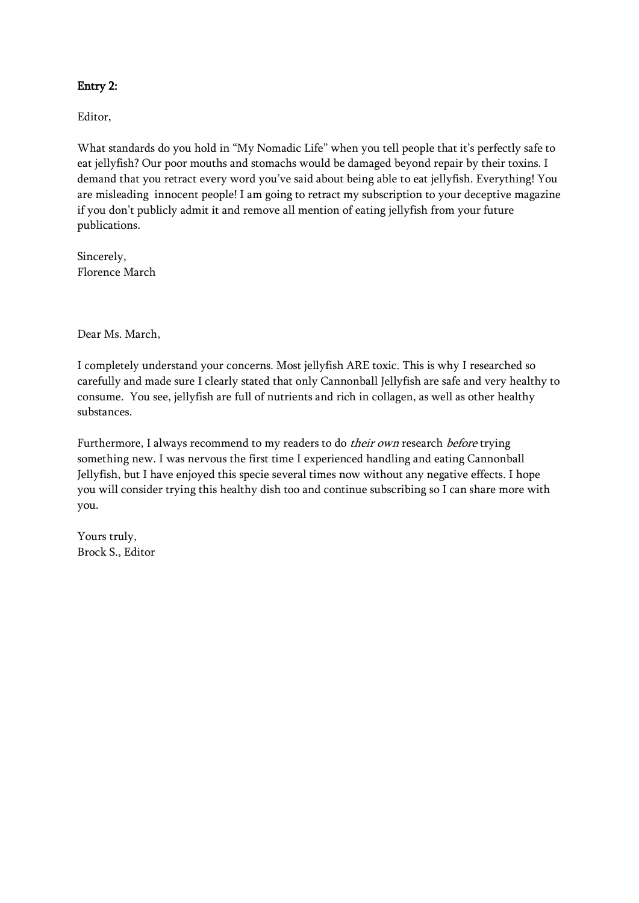**Entry 2:**

Editor,

What standards do you hold in "My Nomadic Life" when you tell people that it's perfectly safe to eat jellyfish? Our poor mouths and stomachs would be damaged beyond repair by their toxins. I demand that you retract every word you've said about being able to eat jellyfish. Everything! You are misleading innocent people! I am going to retract my subscription to your deceptive magazine if you don't publicly admit it and remove all mention of eating jellyfish from your future publications.

Sincerely,
Florence March

Dear Ms. March,

I completely understand your concerns. Most jellyfish ARE toxic. This is why I researched so carefully and made sure I clearly stated that only Cannonball Jellyfish are safe and very healthy to consume. You see, jellyfish are full of nutrients and rich in collagen, as well as other healthy substances.

Furthermore, I always recommend to my readers to do *their own* research *before* trying something new. I was nervous the first time I experienced handling and eating Cannonball Jellyfish, but I have enjoyed this specie several times now without any negative effects. I hope you will consider trying this healthy dish too and continue subscribing so I can share more with you.

Yours truly,
Brock S., Editor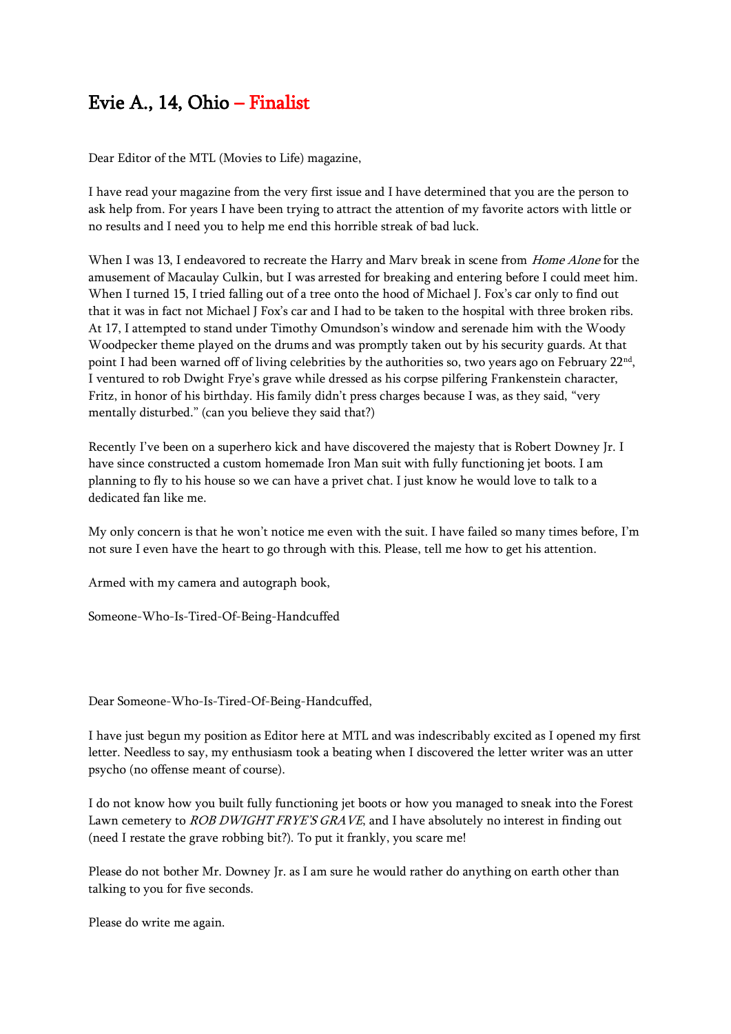# Evie A., 14, Ohio – Finalist

Dear Editor of the MTL (Movies to Life) magazine,

I have read your magazine from the very first issue and I have determined that you are the person to ask help from. For years I have been trying to attract the attention of my favorite actors with little or no results and I need you to help me end this horrible streak of bad luck.

When I was 13, I endeavored to recreate the Harry and Marv break in scene from *Home Alone* for the amusement of Macaulay Culkin, but I was arrested for breaking and entering before I could meet him. When I turned 15, I tried falling out of a tree onto the hood of Michael J. Fox's car only to find out that it was in fact not Michael J Fox's car and I had to be taken to the hospital with three broken ribs. At 17, I attempted to stand under Timothy Omundson's window and serenade him with the Woody Woodpecker theme played on the drums and was promptly taken out by his security guards. At that point I had been warned off of living celebrities by the authorities so, two years ago on February 22nd, I ventured to rob Dwight Frye's grave while dressed as his corpse pilfering Frankenstein character, Fritz, in honor of his birthday. His family didn't press charges because I was, as they said, "very mentally disturbed." (can you believe they said that?)

Recently I've been on a superhero kick and have discovered the majesty that is Robert Downey Jr. I have since constructed a custom homemade Iron Man suit with fully functioning jet boots. I am planning to fly to his house so we can have a privet chat. I just know he would love to talk to a dedicated fan like me.

My only concern is that he won't notice me even with the suit. I have failed so many times before, I'm not sure I even have the heart to go through with this. Please, tell me how to get his attention.

Armed with my camera and autograph book,

Someone-Who-Is-Tired-Of-Being-Handcuffed

Dear Someone-Who-Is-Tired-Of-Being-Handcuffed,

I have just begun my position as Editor here at MTL and was indescribably excited as I opened my first letter. Needless to say, my enthusiasm took a beating when I discovered the letter writer was an utter psycho (no offense meant of course).

I do not know how you built fully functioning jet boots or how you managed to sneak into the Forest Lawn cemetery to *ROB DWIGHT FRYE'S GRAVE*, and I have absolutely no interest in finding out (need I restate the grave robbing bit?). To put it frankly, you scare me!

Please do not bother Mr. Downey Jr. as I am sure he would rather do anything on earth other than talking to you for five seconds.

Please do write me again.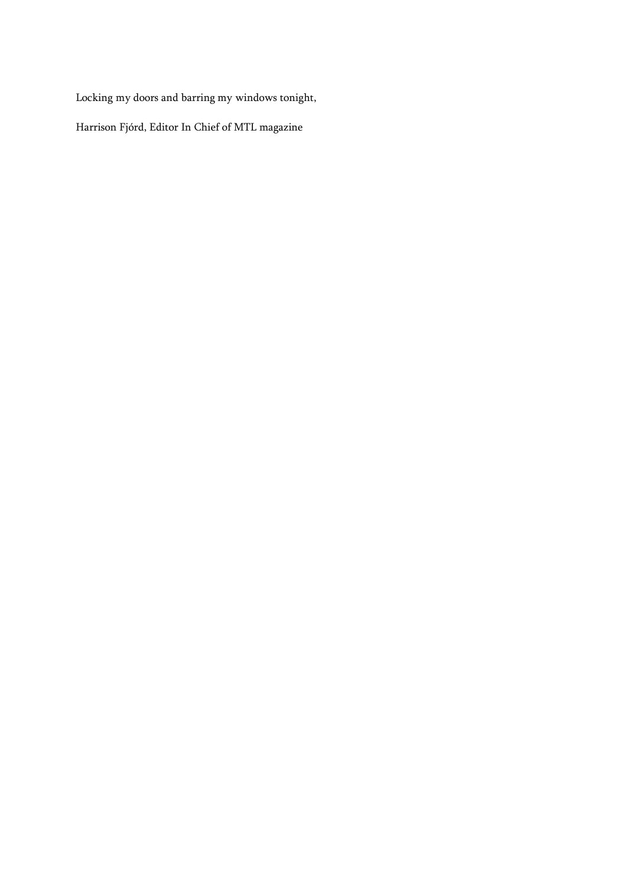Locking my doors and barring my windows tonight,

Harrison Fjórd, Editor In Chief of MTL magazine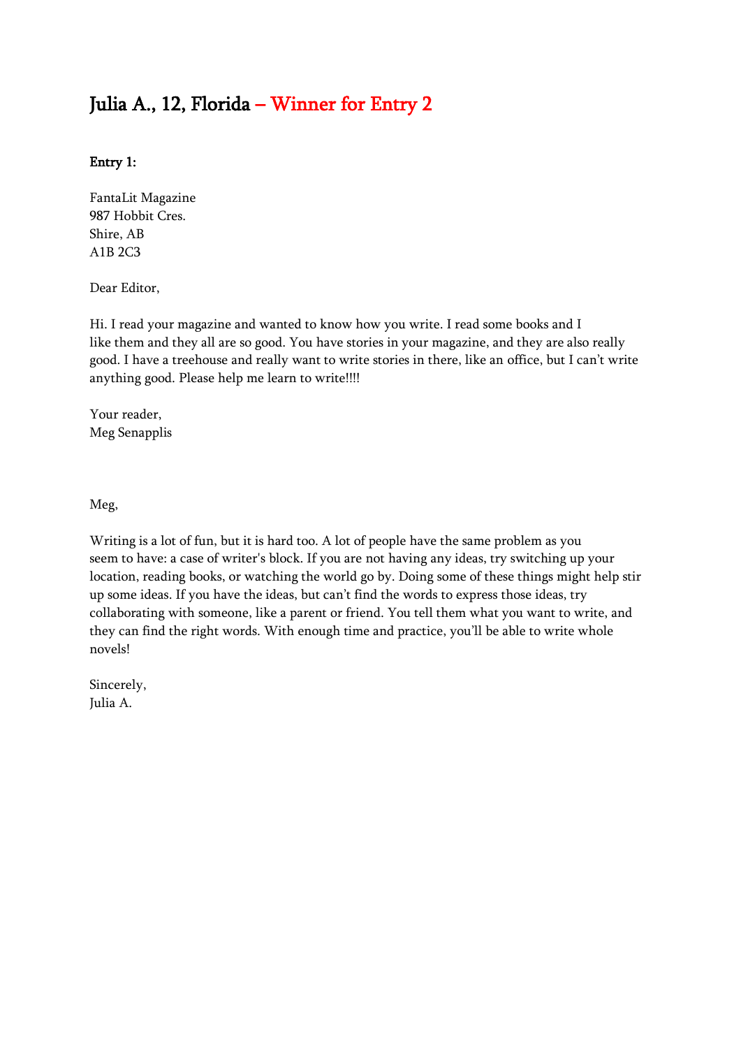# Julia A., 12, Florida – Winner for Entry 2

**Entry 1:**

FantaLit Magazine
987 Hobbit Cres.
Shire, AB
A1B 2C3

Dear Editor,

Hi. I read your magazine and wanted to know how you write. I read some books and I like them and they all are so good. You have stories in your magazine, and they are also really good. I have a treehouse and really want to write stories in there, like an office, but I can't write anything good. Please help me learn to write!!!!

Your reader,
Meg Senapplis

Meg,

Writing is a lot of fun, but it is hard too. A lot of people have the same problem as you seem to have: a case of writer's block. If you are not having any ideas, try switching up your location, reading books, or watching the world go by. Doing some of these things might help stir up some ideas. If you have the ideas, but can't find the words to express those ideas, try collaborating with someone, like a parent or friend. You tell them what you want to write, and they can find the right words. With enough time and practice, you'll be able to write whole novels!

Sincerely,
Julia A.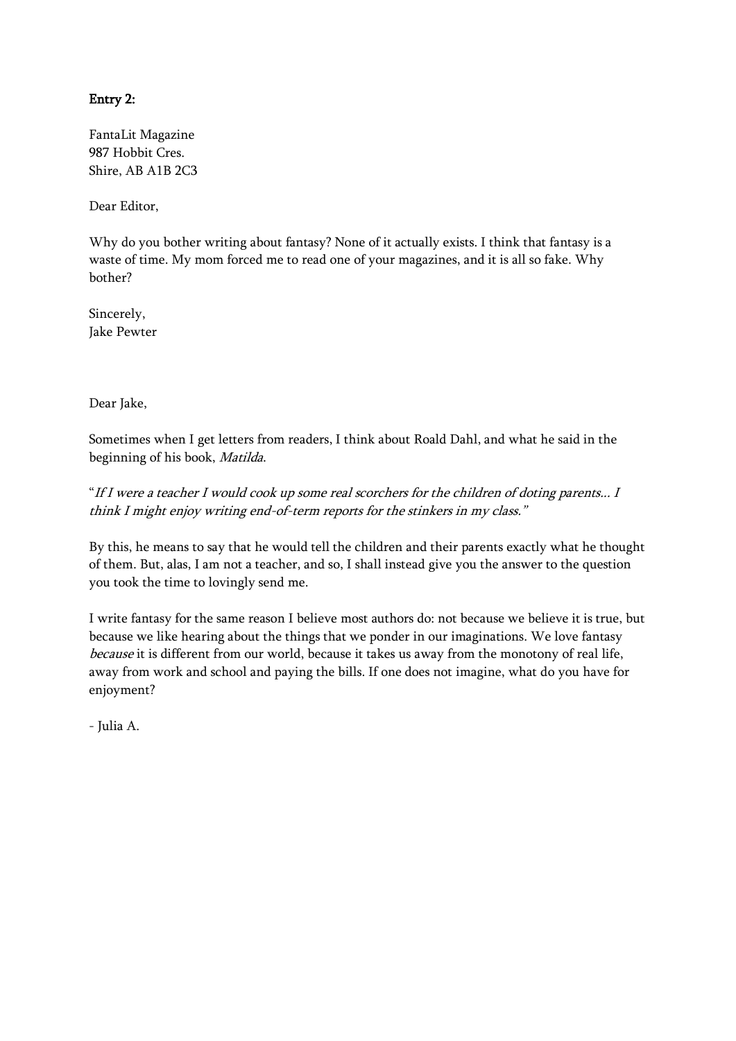**Entry 2:**

FantaLit Magazine
987 Hobbit Cres.
Shire, AB A1B 2C3

Dear Editor,

Why do you bother writing about fantasy? None of it actually exists. I think that fantasy is a waste of time. My mom forced me to read one of your magazines, and it is all so fake. Why bother?

Sincerely,
Jake Pewter

Dear Jake,

Sometimes when I get letters from readers, I think about Roald Dahl, and what he said in the beginning of his book, *Matilda*.

"*If I were a teacher I would cook up some real scorchers for the children of doting parents... I think I might enjoy writing end-of-term reports for the stinkers in my class.*"

By this, he means to say that he would tell the children and their parents exactly what he thought of them. But, alas, I am not a teacher, and so, I shall instead give you the answer to the question you took the time to lovingly send me.

I write fantasy for the same reason I believe most authors do: not because we believe it is true, but because we like hearing about the things that we ponder in our imaginations. We love fantasy *because* it is different from our world, because it takes us away from the monotony of real life, away from work and school and paying the bills. If one does not imagine, what do you have for enjoyment?

- Julia A.